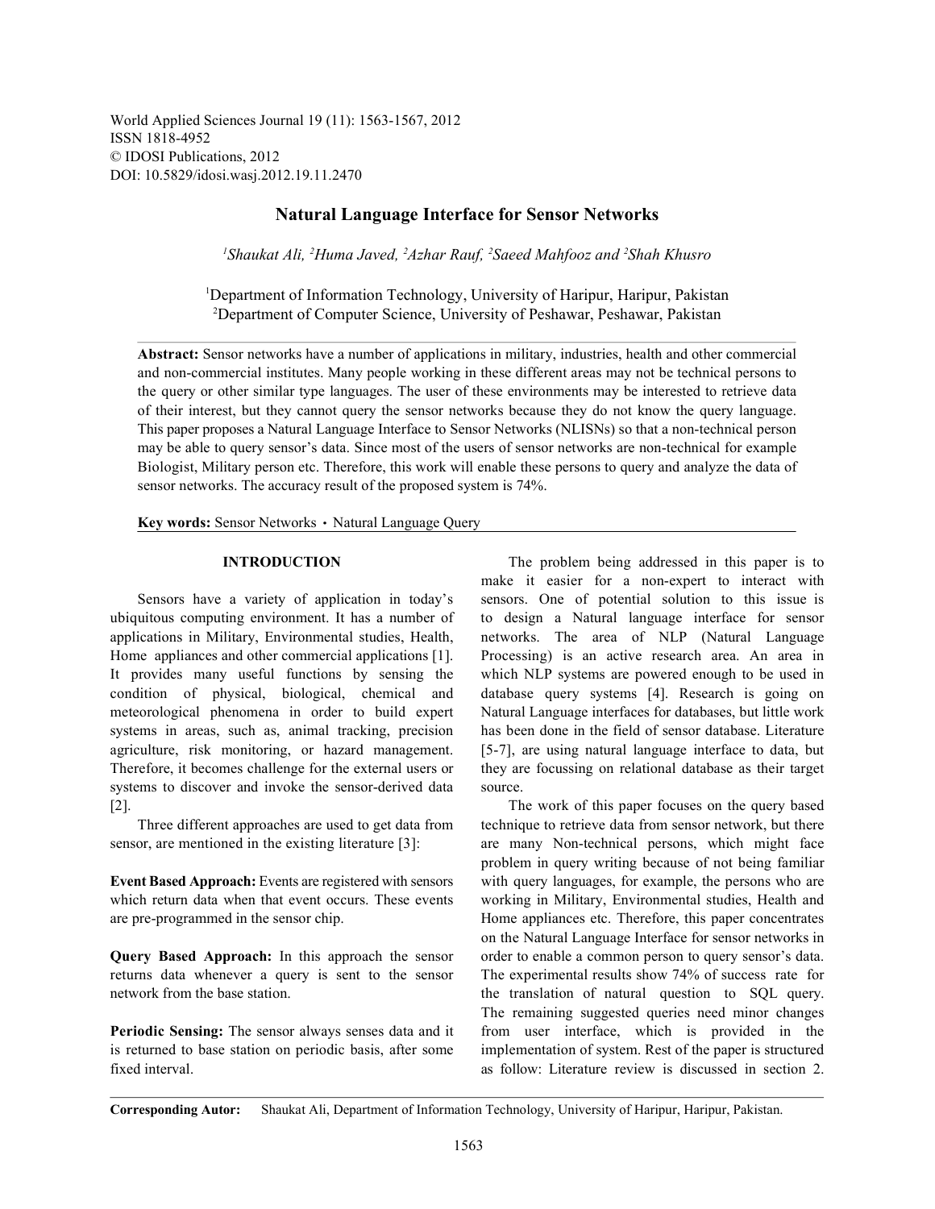World Applied Sciences Journal 19 (11): 1563-1567, 2012
ISSN 1818-4952
© IDOSI Publications, 2012
DOI: 10.5829/idosi.wasj.2012.19.11.2470

# Natural Language Interface for Sensor Networks

*[1]Shaukat Ali, [2]Huma Javed, [2]Azhar Rauf, [2]Saeed Mahfooz and [2]Shah Khusro*

[1]Department of Information Technology, University of Haripur, Haripur, Pakistan
[2]Department of Computer Science, University of Peshawar, Peshawar, Pakistan

**Abstract:** Sensor networks have a number of applications in military, industries, health and other commercial and non-commercial institutes. Many people working in these different areas may not be technical persons to the query or other similar type languages. The user of these environments may be interested to retrieve data of their interest, but they cannot query the sensor networks because they do not know the query language. This paper proposes a Natural Language Interface to Sensor Networks (NLISNs) so that a non-technical person may be able to query sensor's data. Since most of the users of sensor networks are non-technical for example Biologist, Military person etc. Therefore, this work will enable these persons to query and analyze the data of sensor networks. The accuracy result of the proposed system is 74%.

**Key words:** Sensor Networks · Natural Language Query

## INTRODUCTION

Sensors have a variety of application in today's ubiquitous computing environment. It has a number of applications in Military, Environmental studies, Health, Home appliances and other commercial applications [1]. It provides many useful functions by sensing the condition of physical, biological, chemical and meteorological phenomena in order to build expert systems in areas, such as, animal tracking, precision agriculture, risk monitoring, or hazard management. Therefore, it becomes challenge for the external users or systems to discover and invoke the sensor-derived data [2].

Three different approaches are used to get data from sensor, are mentioned in the existing literature [3]:

**Event Based Approach:** Events are registered with sensors which return data when that event occurs. These events are pre-programmed in the sensor chip.

**Query Based Approach:** In this approach the sensor returns data whenever a query is sent to the sensor network from the base station.

**Periodic Sensing:** The sensor always senses data and it is returned to base station on periodic basis, after some fixed interval.

The problem being addressed in this paper is to make it easier for a non-expert to interact with sensors. One of potential solution to this issue is to design a Natural language interface for sensor networks. The area of NLP (Natural Language Processing) is an active research area. An area in which NLP systems are powered enough to be used in database query systems [4]. Research is going on Natural Language interfaces for databases, but little work has been done in the field of sensor database. Literature [5-7], are using natural language interface to data, but they are focussing on relational database as their target source.

The work of this paper focuses on the query based technique to retrieve data from sensor network, but there are many Non-technical persons, which might face problem in query writing because of not being familiar with query languages, for example, the persons who are working in Military, Environmental studies, Health and Home appliances etc. Therefore, this paper concentrates on the Natural Language Interface for sensor networks in order to enable a common person to query sensor's data. The experimental results show 74% of success rate for the translation of natural question to SQL query. The remaining suggested queries need minor changes from user interface, which is provided in the implementation of system. Rest of the paper is structured as follow: Literature review is discussed in section 2.

**Corresponding Autor:** Shaukat Ali, Department of Information Technology, University of Haripur, Haripur, Pakistan.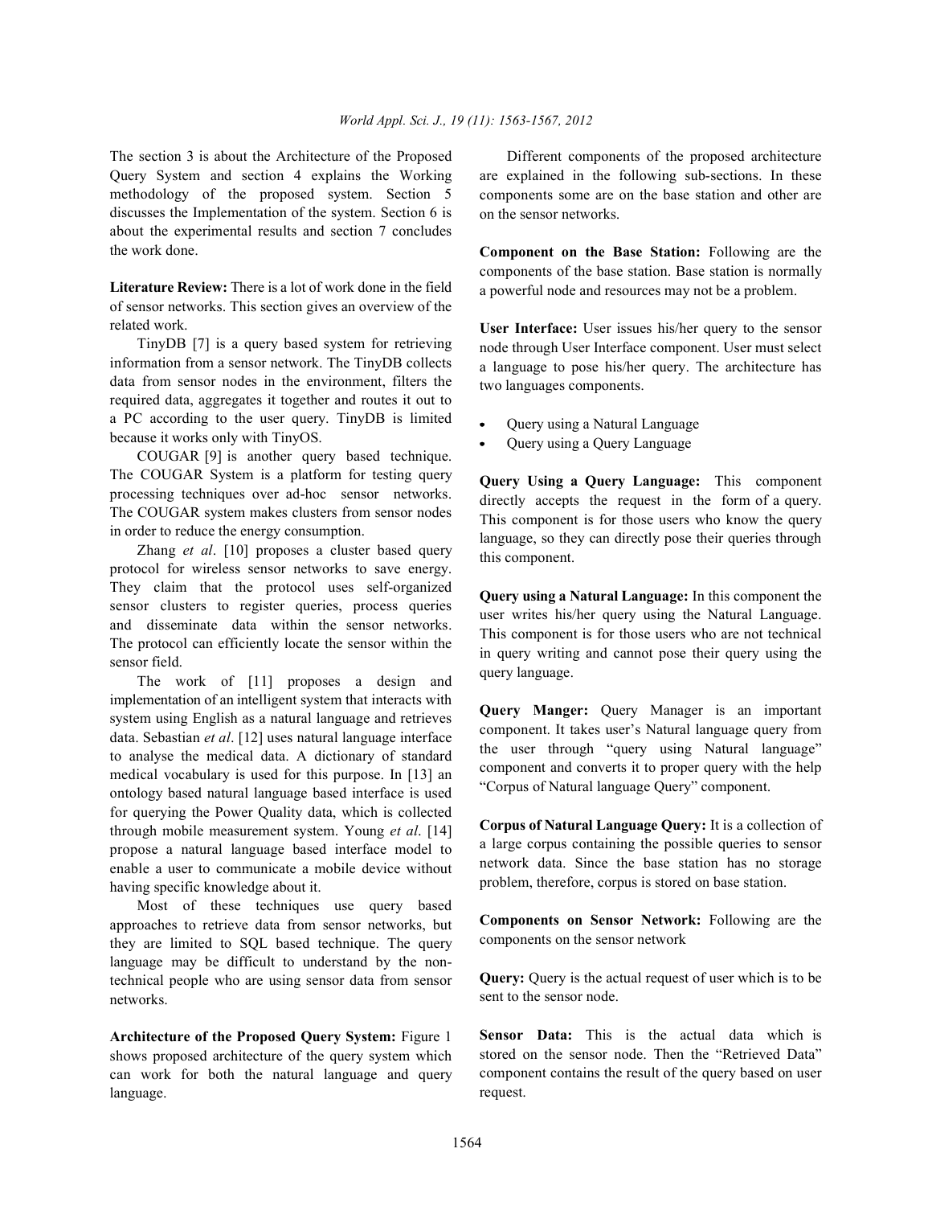The section 3 is about the Architecture of the Proposed Query System and section 4 explains the Working methodology of the proposed system. Section 5 discusses the Implementation of the system. Section 6 is about the experimental results and section 7 concludes the work done.

**Literature Review:** There is a lot of work done in the field of sensor networks. This section gives an overview of the related work.

TinyDB [7] is a query based system for retrieving information from a sensor network. The TinyDB collects data from sensor nodes in the environment, filters the required data, aggregates it together and routes it out to a PC according to the user query. TinyDB is limited because it works only with TinyOS.

COUGAR [9] is another query based technique. The COUGAR System is a platform for testing query processing techniques over ad-hoc sensor networks. The COUGAR system makes clusters from sensor nodes in order to reduce the energy consumption.

Zhang *et al*. [10] proposes a cluster based query protocol for wireless sensor networks to save energy. They claim that the protocol uses self-organized sensor clusters to register queries, process queries and disseminate data within the sensor networks. The protocol can efficiently locate the sensor within the sensor field.

The work of [11] proposes a design and implementation of an intelligent system that interacts with system using English as a natural language and retrieves data. Sebastian *et al*. [12] uses natural language interface to analyse the medical data. A dictionary of standard medical vocabulary is used for this purpose. In [13] an ontology based natural language based interface is used for querying the Power Quality data, which is collected through mobile measurement system. Young *et al*. [14] propose a natural language based interface model to enable a user to communicate a mobile device without having specific knowledge about it.

Most of these techniques use query based approaches to retrieve data from sensor networks, but they are limited to SQL based technique. The query language may be difficult to understand by the non-technical people who are using sensor data from sensor networks.

**Architecture of the Proposed Query System:** Figure 1 shows proposed architecture of the query system which can work for both the natural language and query language.

Different components of the proposed architecture are explained in the following sub-sections. In these components some are on the base station and other are on the sensor networks.

**Component on the Base Station:** Following are the components of the base station. Base station is normally a powerful node and resources may not be a problem.

**User Interface:** User issues his/her query to the sensor node through User Interface component. User must select a language to pose his/her query. The architecture has two languages components.

- Query using a Natural Language
- Query using a Query Language

**Query Using a Query Language:** This component directly accepts the request in the form of a query. This component is for those users who know the query language, so they can directly pose their queries through this component.

**Query using a Natural Language:** In this component the user writes his/her query using the Natural Language. This component is for those users who are not technical in query writing and cannot pose their query using the query language.

**Query Manger:** Query Manager is an important component. It takes user's Natural language query from the user through "query using Natural language" component and converts it to proper query with the help "Corpus of Natural language Query" component.

**Corpus of Natural Language Query:** It is a collection of a large corpus containing the possible queries to sensor network data. Since the base station has no storage problem, therefore, corpus is stored on base station.

**Components on Sensor Network:** Following are the components on the sensor network

**Query:** Query is the actual request of user which is to be sent to the sensor node.

**Sensor Data:** This is the actual data which is stored on the sensor node. Then the "Retrieved Data" component contains the result of the query based on user request.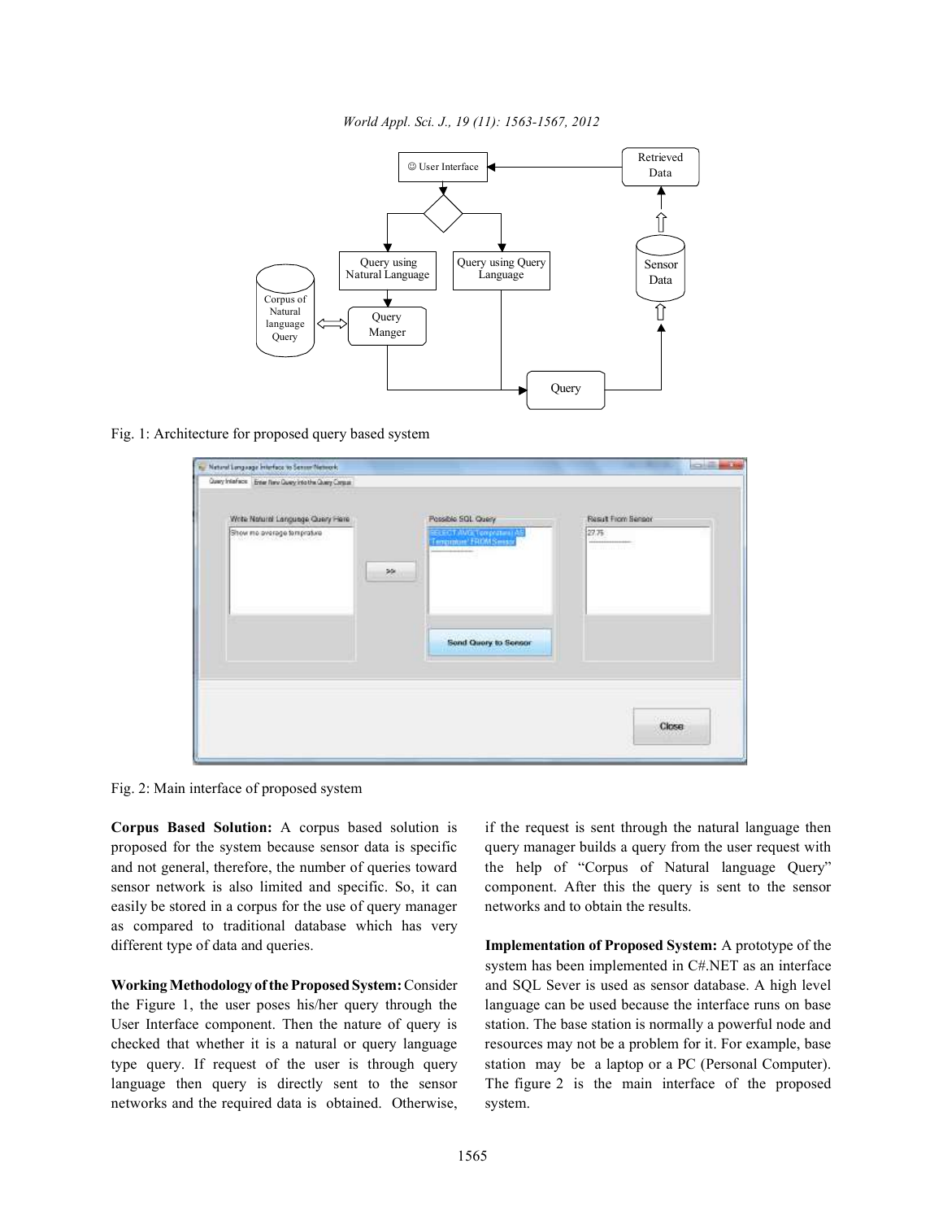Fig. 1: Architecture for proposed query based system

Fig. 2: Main interface of proposed system

**Corpus Based Solution:** A corpus based solution is proposed for the system because sensor data is specific and not general, therefore, the number of queries toward sensor network is also limited and specific. So, it can easily be stored in a corpus for the use of query manager as compared to traditional database which has very different type of data and queries.

**Working Methodology of the Proposed System:** Consider the Figure 1, the user poses his/her query through the User Interface component. Then the nature of query is checked that whether it is a natural or query language type query. If request of the user is through query language then query is directly sent to the sensor networks and the required data is obtained. Otherwise, if the request is sent through the natural language then query manager builds a query from the user request with the help of "Corpus of Natural language Query" component. After this the query is sent to the sensor networks and to obtain the results.

**Implementation of Proposed System:** A prototype of the system has been implemented in C#.NET as an interface and SQL Sever is used as sensor database. A high level language can be used because the interface runs on base station. The base station is normally a powerful node and resources may not be a problem for it. For example, base station may be a laptop or a PC (Personal Computer). The figure 2 is the main interface of the proposed system.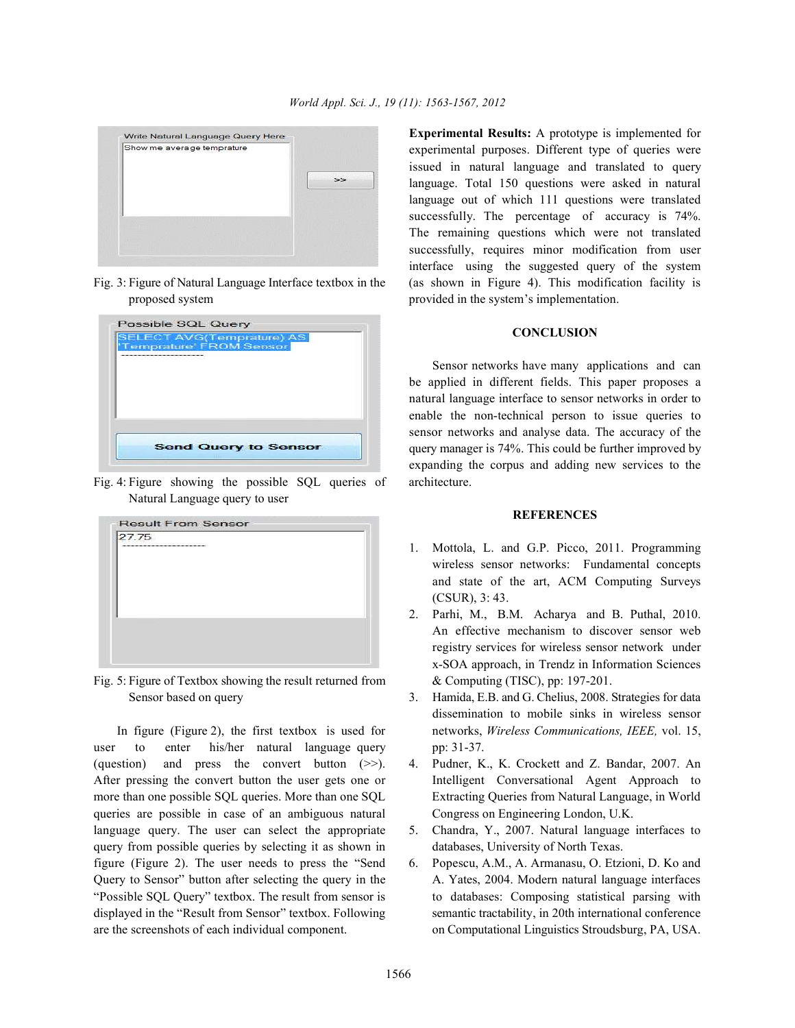Fig. 3: Figure of Natural Language Interface textbox in the proposed system

Fig. 4: Figure showing the possible SQL queries of Natural Language query to user

Fig. 5: Figure of Textbox showing the result returned from Sensor based on query

In figure (Figure 2), the first textbox is used for user to enter his/her natural language query (question) and press the convert button (>>). After pressing the convert button the user gets one or more than one possible SQL queries. More than one SQL queries are possible in case of an ambiguous natural language query. The user can select the appropriate query from possible queries by selecting it as shown in figure (Figure 2). The user needs to press the "Send Query to Sensor" button after selecting the query in the "Possible SQL Query" textbox. The result from sensor is displayed in the "Result from Sensor" textbox. Following are the screenshots of each individual component.

**Experimental Results:** A prototype is implemented for experimental purposes. Different type of queries were issued in natural language and translated to query language. Total 150 questions were asked in natural language out of which 111 questions were translated successfully. The percentage of accuracy is 74%. The remaining questions which were not translated successfully, requires minor modification from user interface using the suggested query of the system (as shown in Figure 4). This modification facility is provided in the system's implementation.

## CONCLUSION

Sensor networks have many applications and can be applied in different fields. This paper proposes a natural language interface to sensor networks in order to enable the non-technical person to issue queries to sensor networks and analyse data. The accuracy of the query manager is 74%. This could be further improved by expanding the corpus and adding new services to the architecture.

## REFERENCES

1. Mottola, L. and G.P. Picco, 2011. Programming wireless sensor networks: Fundamental concepts and state of the art, ACM Computing Surveys (CSUR), 3: 43.
2. Parhi, M., B.M. Acharya and B. Puthal, 2010. An effective mechanism to discover sensor web registry services for wireless sensor network under x-SOA approach, in Trendz in Information Sciences & Computing (TISC), pp: 197-201.
3. Hamida, E.B. and G. Chelius, 2008. Strategies for data dissemination to mobile sinks in wireless sensor networks, *Wireless Communications, IEEE,* vol. 15, pp: 31-37.
4. Pudner, K., K. Crockett and Z. Bandar, 2007. An Intelligent Conversational Agent Approach to Extracting Queries from Natural Language, in World Congress on Engineering London, U.K.
5. Chandra, Y., 2007. Natural language interfaces to databases, University of North Texas.
6. Popescu, A.M., A. Armanasu, O. Etzioni, D. Ko and A. Yates, 2004. Modern natural language interfaces to databases: Composing statistical parsing with semantic tractability, in 20th international conference on Computational Linguistics Stroudsburg, PA, USA.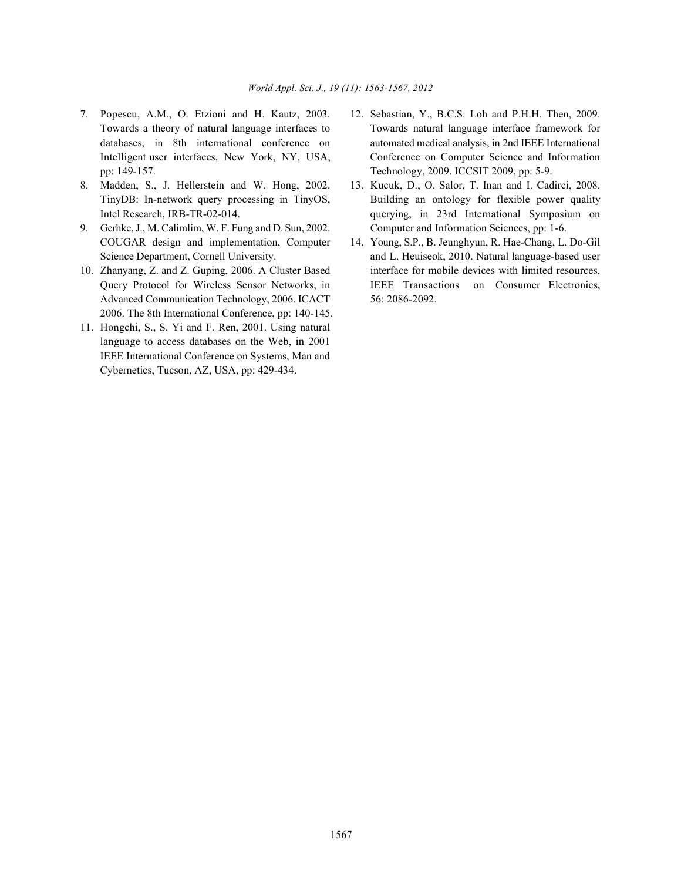7. Popescu, A.M., O. Etzioni and H. Kautz, 2003. Towards a theory of natural language interfaces to databases, in 8th international conference on Intelligent user interfaces, New York, NY, USA, pp: 149-157.
8. Madden, S., J. Hellerstein and W. Hong, 2002. TinyDB: In-network query processing in TinyOS, Intel Research, IRB-TR-02-014.
9. Gerhke, J., M. Calimlim, W. F. Fung and D. Sun, 2002. COUGAR design and implementation, Computer Science Department, Cornell University.
10. Zhanyang, Z. and Z. Guping, 2006. A Cluster Based Query Protocol for Wireless Sensor Networks, in Advanced Communication Technology, 2006. ICACT 2006. The 8th International Conference, pp: 140-145.
11. Hongchi, S., S. Yi and F. Ren, 2001. Using natural language to access databases on the Web, in 2001 IEEE International Conference on Systems, Man and Cybernetics, Tucson, AZ, USA, pp: 429-434.
12. Sebastian, Y., B.C.S. Loh and P.H.H. Then, 2009. Towards natural language interface framework for automated medical analysis, in 2nd IEEE International Conference on Computer Science and Information Technology, 2009. ICCSIT 2009, pp: 5-9.
13. Kucuk, D., O. Salor, T. Inan and I. Cadirci, 2008. Building an ontology for flexible power quality querying, in 23rd International Symposium on Computer and Information Sciences, pp: 1-6.
14. Young, S.P., B. Jeunghyun, R. Hae-Chang, L. Do-Gil and L. Heuiseok, 2010. Natural language-based user interface for mobile devices with limited resources, IEEE Transactions on Consumer Electronics, 56: 2086-2092.